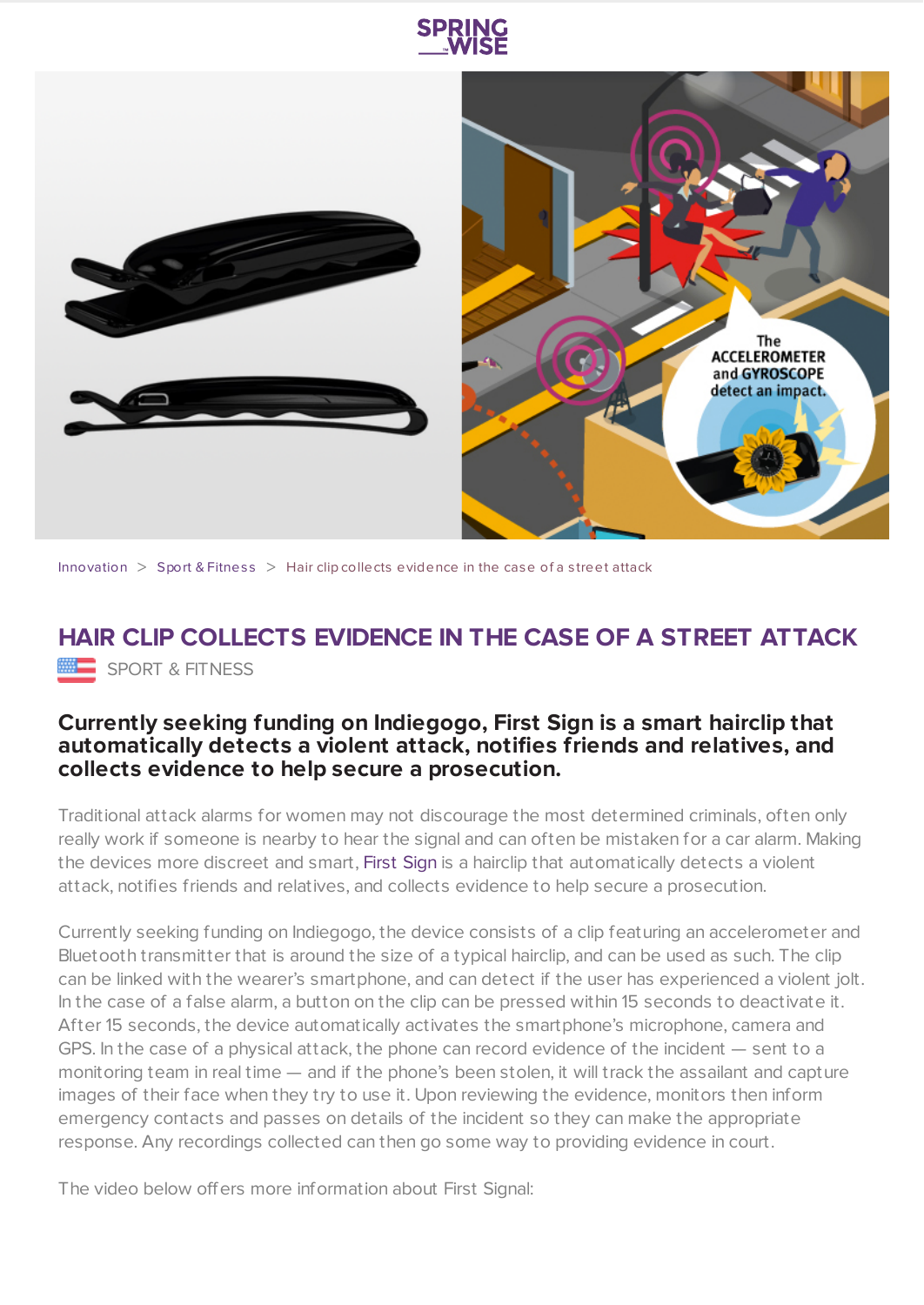Innovation > Sport & Fitness > Hair clip collects evidence in the case of a street attack

# HAIR CLIP COLLECTS EVIDENCE IN THE CASE OF A STREET ATTACK

SPORT & FITNESS

**Currently seeking funding on Indiegogo, First Sign is a smart hairclip that automatically detects a violent attack, notifies friends and relatives, and collects evidence to help secure a prosecution.**

Traditional attack alarms for women may not discourage the most determined criminals, often only really work if someone is nearby to hear the signal and can often be mistaken for a car alarm. Making the devices more discreet and smart, First Sign is a hairclip that automatically detects a violent attack, notifies friends and relatives, and collects evidence to help secure a prosecution.

Currently seeking funding on Indiegogo, the device consists of a clip featuring an accelerometer and Bluetooth transmitter that is around the size of a typical hairclip, and can be used as such. The clip can be linked with the wearer's smartphone, and can detect if the user has experienced a violent jolt. In the case of a false alarm, a button on the clip can be pressed within 15 seconds to deactivate it. After 15 seconds, the device automatically activates the smartphone's microphone, camera and GPS. In the case of a physical attack, the phone can record evidence of the incident — sent to a monitoring team in real time — and if the phone's been stolen, it will track the assailant and capture images of their face when they try to use it. Upon reviewing the evidence, monitors then inform emergency contacts and passes on details of the incident so they can make the appropriate response. Any recordings collected can then go some way to providing evidence in court.

The video below offers more information about First Signal: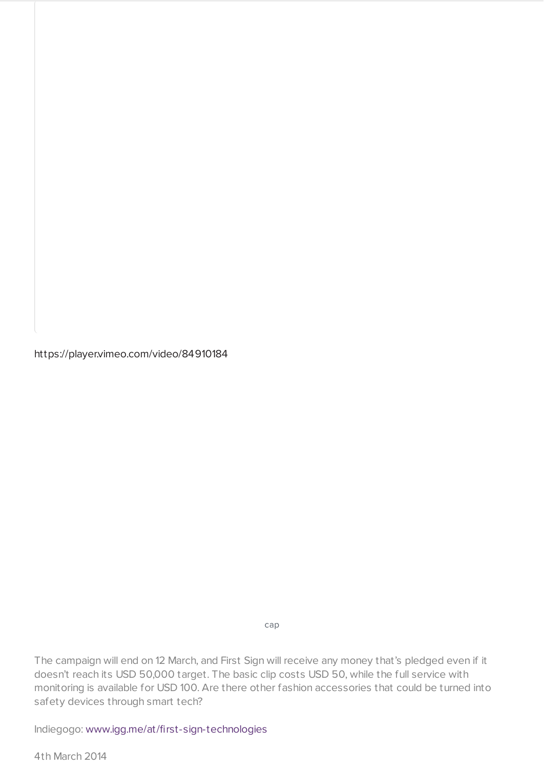https://player.vimeo.com/video/84910184

cap

The campaign will end on 12 March, and First Sign will receive any money that's pledged even if it doesn't reach its USD 50,000 target. The basic clip costs USD 50, while the full service with monitoring is available for USD 100. Are there other fashion accessories that could be turned into safety devices through smart tech?

Indiegogo: www.igg.me/at/first-sign-technologies

4th March 2014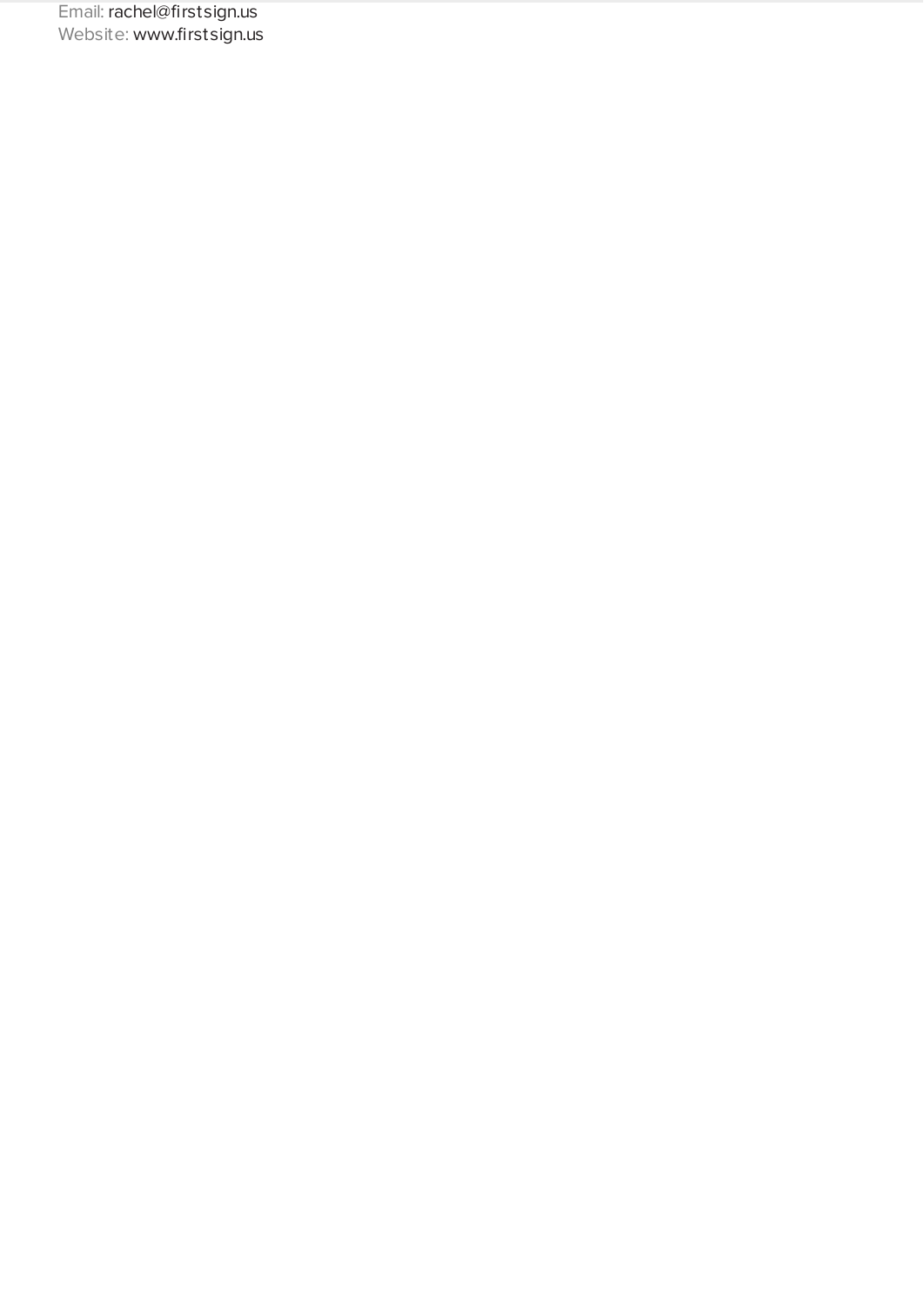Email: rachel@firstsign.us
Website: www.firstsign.us